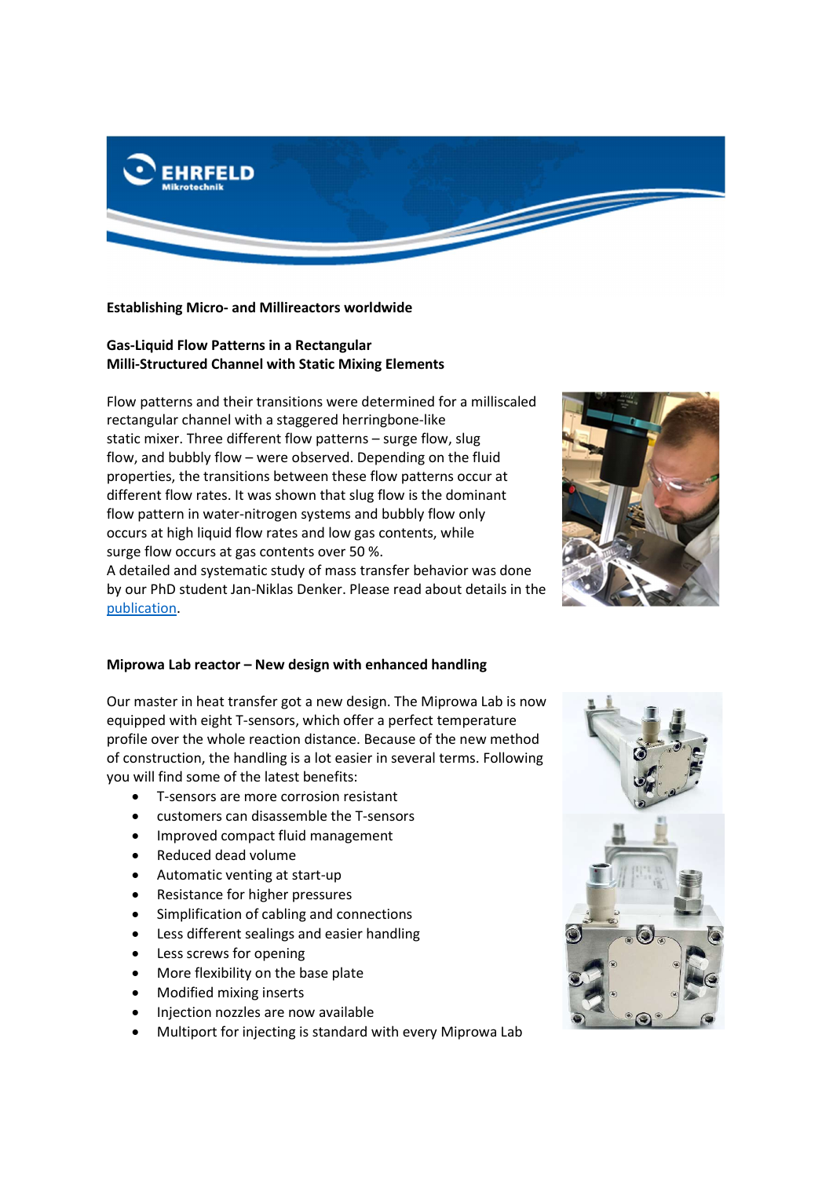**Establishing Micro- and Millireactors worldwide**

**Gas-Liquid Flow Patterns in a Rectangular Milli-Structured Channel with Static Mixing Elements**

Flow patterns and their transitions were determined for a milliscaled rectangular channel with a staggered herringbone-like static mixer. Three different flow patterns – surge flow, slug flow, and bubbly flow – were observed. Depending on the fluid properties, the transitions between these flow patterns occur at different flow rates. It was shown that slug flow is the dominant flow pattern in water-nitrogen systems and bubbly flow only occurs at high liquid flow rates and low gas contents, while surge flow occurs at gas contents over 50 %.
A detailed and systematic study of mass transfer behavior was done by our PhD student Jan-Niklas Denker. Please read about details in the publication.

**Miprowa Lab reactor – New design with enhanced handling**

Our master in heat transfer got a new design. The Miprowa Lab is now equipped with eight T-sensors, which offer a perfect temperature profile over the whole reaction distance. Because of the new method of construction, the handling is a lot easier in several terms. Following you will find some of the latest benefits:

- T-sensors are more corrosion resistant
- customers can disassemble the T-sensors
- Improved compact fluid management
- Reduced dead volume
- Automatic venting at start-up
- Resistance for higher pressures
- Simplification of cabling and connections
- Less different sealings and easier handling
- Less screws for opening
- More flexibility on the base plate
- Modified mixing inserts
- Injection nozzles are now available
- Multiport for injecting is standard with every Miprowa Lab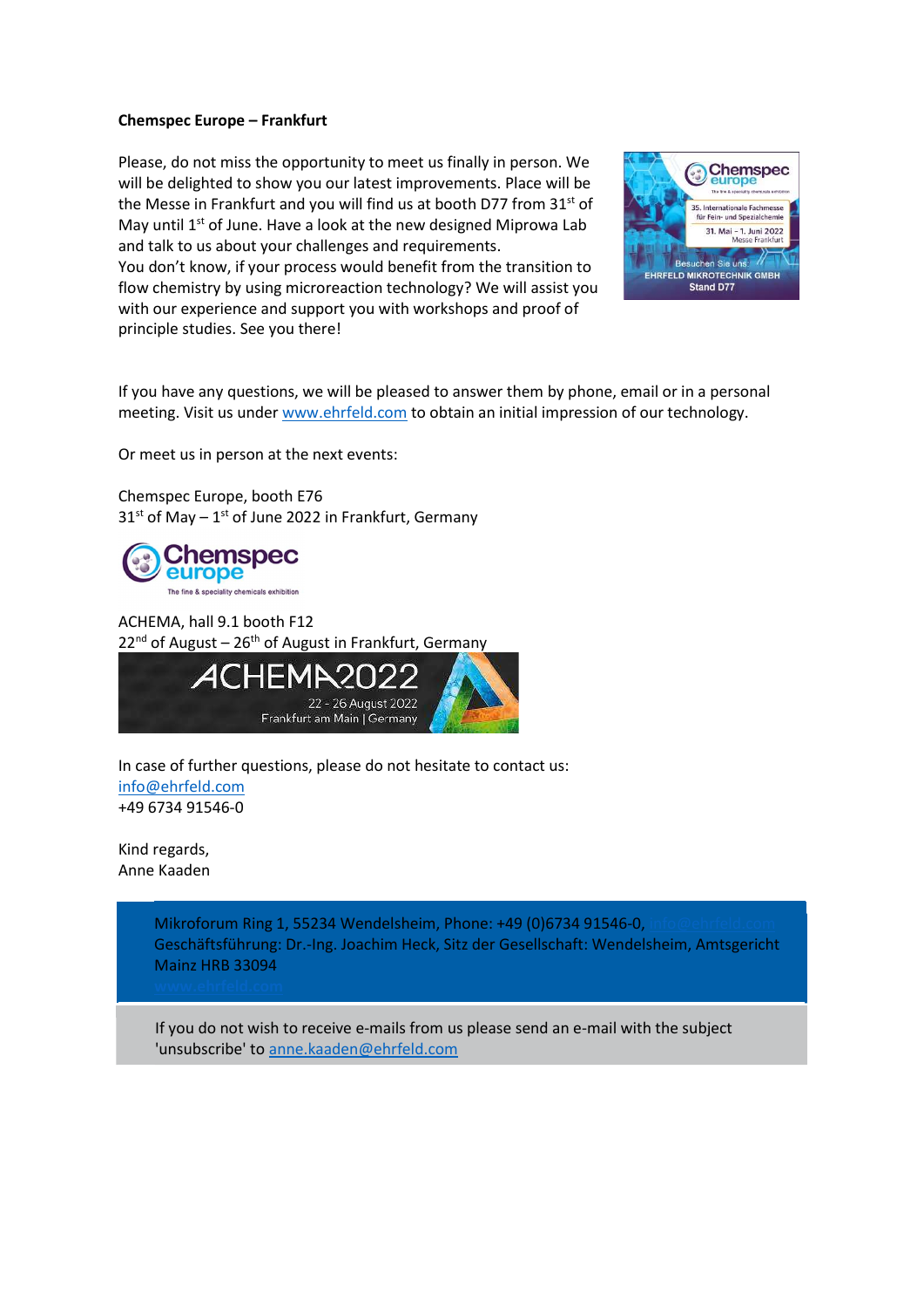**Chemspec Europe – Frankfurt**

Please, do not miss the opportunity to meet us finally in person. We will be delighted to show you our latest improvements. Place will be the Messe in Frankfurt and you will find us at booth D77 from 31st of May until 1st of June. Have a look at the new designed Miprowa Lab and talk to us about your challenges and requirements.
You don't know, if your process would benefit from the transition to flow chemistry by using microreaction technology? We will assist you with our experience and support you with workshops and proof of principle studies. See you there!

If you have any questions, we will be pleased to answer them by phone, email or in a personal meeting. Visit us under www.ehrfeld.com to obtain an initial impression of our technology.

Or meet us in person at the next events:

Chemspec Europe, booth E76
31st of May – 1st of June 2022 in Frankfurt, Germany

ACHEMA, hall 9.1 booth F12
22nd of August – 26th of August in Frankfurt, Germany

In case of further questions, please do not hesitate to contact us:
info@ehrfeld.com
+49 6734 91546-0

Kind regards,
Anne Kaaden

Mikroforum Ring 1, 55234 Wendelsheim, Phone: +49 (0)6734 91546-0, info@ehrfeld.com
Geschäftsführung: Dr.-Ing. Joachim Heck, Sitz der Gesellschaft: Wendelsheim, Amtsgericht Mainz HRB 33094
www.ehrfeld.com

If you do not wish to receive e-mails from us please send an e-mail with the subject 'unsubscribe' to anne.kaaden@ehrfeld.com